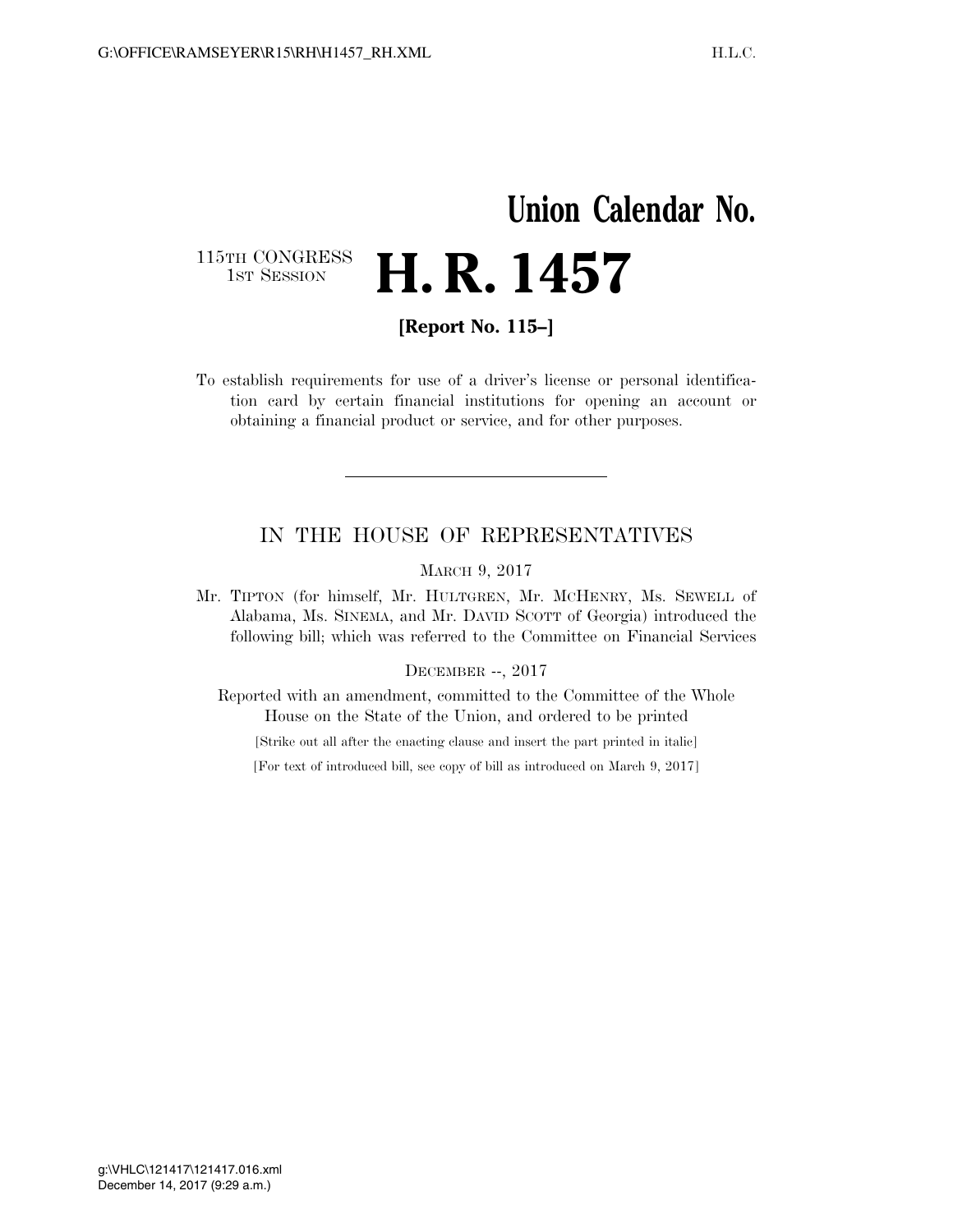# Union Calendar No.

115TH CONGRESS
1ST SESSION

# H. R. 1457

**[Report No. 115–]**

To establish requirements for use of a driver's license or personal identification card by certain financial institutions for opening an account or obtaining a financial product or service, and for other purposes.

---

## IN THE HOUSE OF REPRESENTATIVES

MARCH 9, 2017

Mr. TIPTON (for himself, Mr. HULTGREN, Mr. MCHENRY, Ms. SEWELL of Alabama, Ms. SINEMA, and Mr. DAVID SCOTT of Georgia) introduced the following bill; which was referred to the Committee on Financial Services

DECEMBER --, 2017

Reported with an amendment, committed to the Committee of the Whole House on the State of the Union, and ordered to be printed

[Strike out all after the enacting clause and insert the part printed in italic]

[For text of introduced bill, see copy of bill as introduced on March 9, 2017]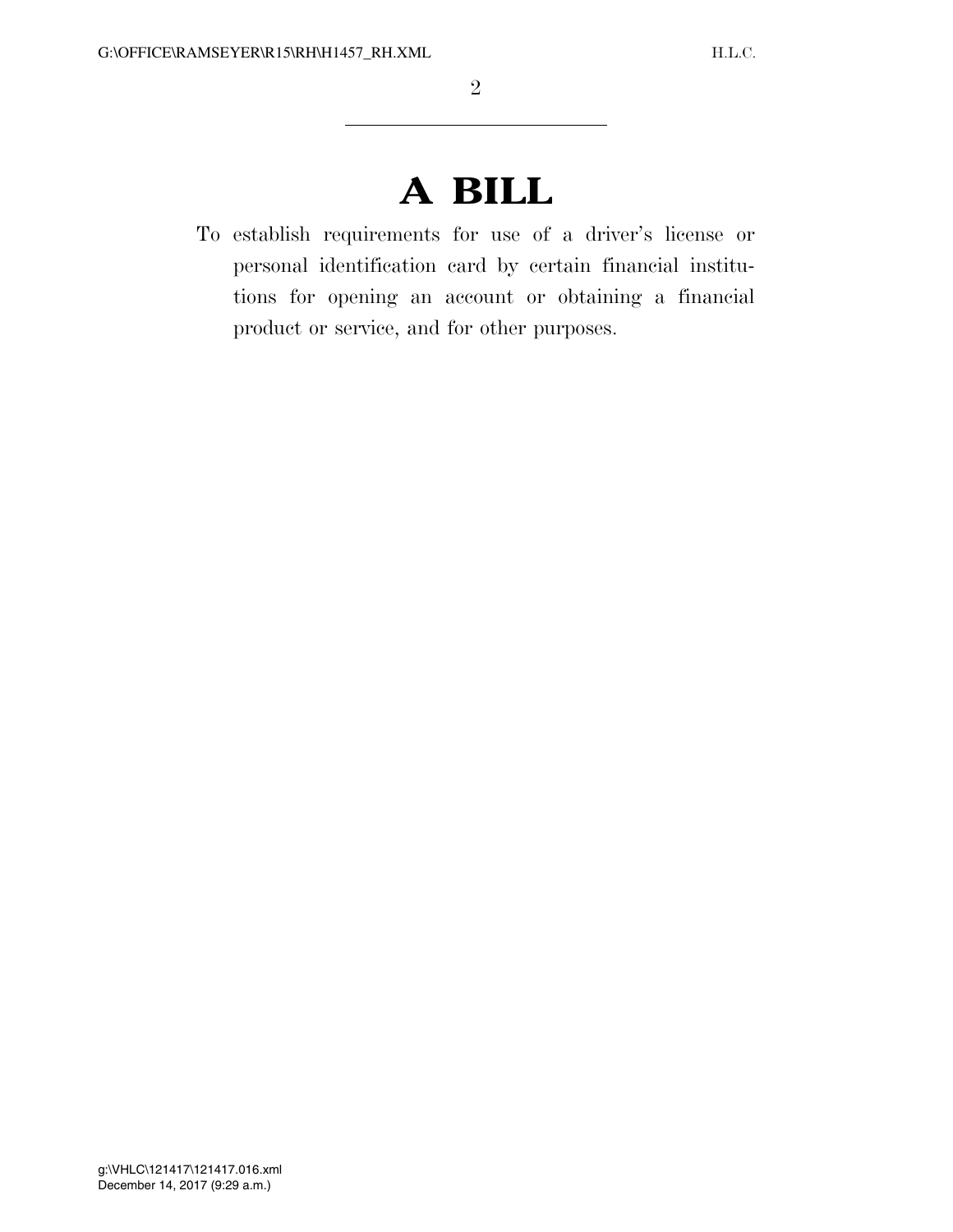# A BILL

To establish requirements for use of a driver's license or personal identification card by certain financial institutions for opening an account or obtaining a financial product or service, and for other purposes.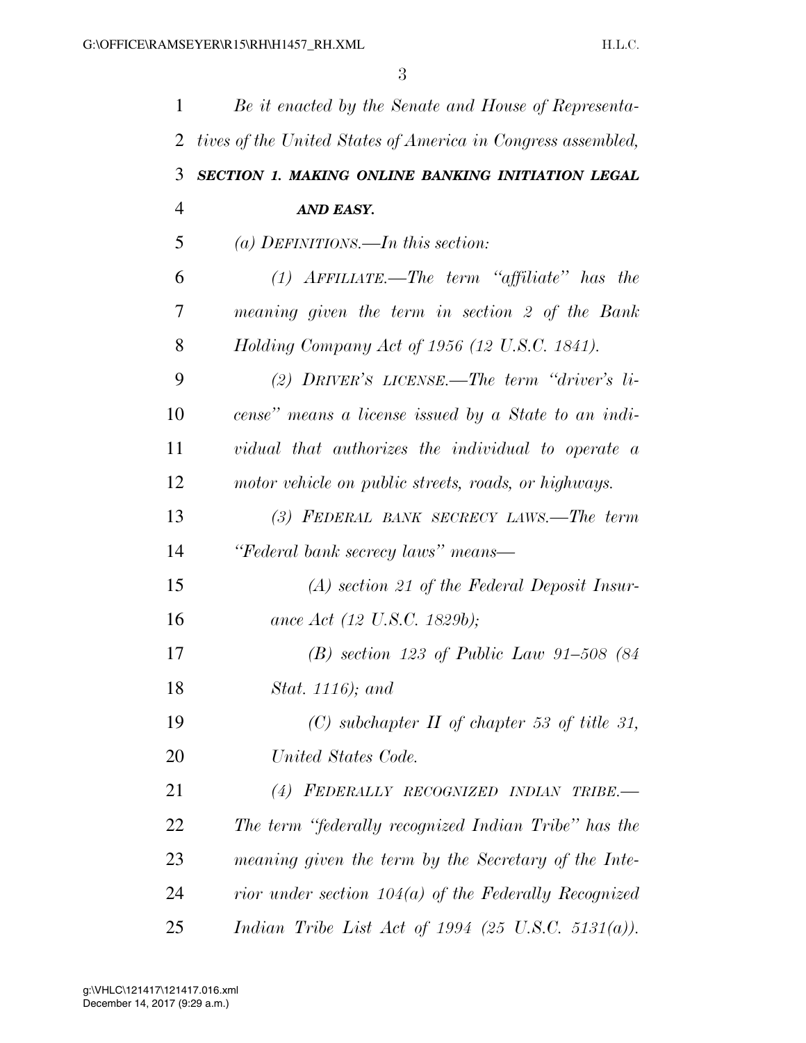*Be it enacted by the Senate and House of Representatives of the United States of America in Congress assembled,*

## ***SECTION 1. MAKING ONLINE BANKING INITIATION LEGAL AND EASY.***

*(a) DEFINITIONS.—In this section:*

*(1) AFFILIATE.—The term "affiliate" has the meaning given the term in section 2 of the Bank Holding Company Act of 1956 (12 U.S.C. 1841).*

*(2) DRIVER'S LICENSE.—The term "driver's license" means a license issued by a State to an individual that authorizes the individual to operate a motor vehicle on public streets, roads, or highways.*

*(3) FEDERAL BANK SECRECY LAWS.—The term "Federal bank secrecy laws" means—*

*(A) section 21 of the Federal Deposit Insurance Act (12 U.S.C. 1829b);*

*(B) section 123 of Public Law 91–508 (84 Stat. 1116); and*

*(C) subchapter II of chapter 53 of title 31, United States Code.*

*(4) FEDERALLY RECOGNIZED INDIAN TRIBE.—The term "federally recognized Indian Tribe" has the meaning given the term by the Secretary of the Interior under section 104(a) of the Federally Recognized Indian Tribe List Act of 1994 (25 U.S.C. 5131(a)).*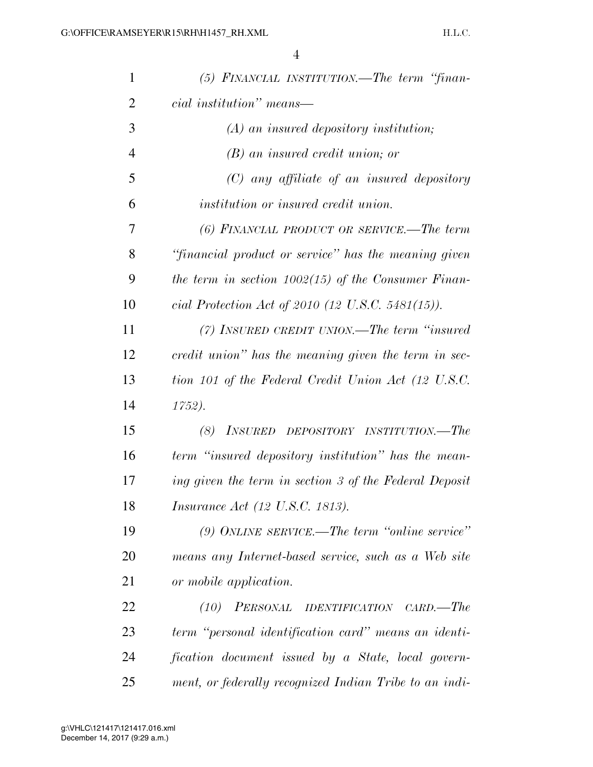*(5) FINANCIAL INSTITUTION.—The term "financial institution" means—*

*(A) an insured depository institution;*

*(B) an insured credit union; or*

*(C) any affiliate of an insured depository institution or insured credit union.*

*(6) FINANCIAL PRODUCT OR SERVICE.—The term "financial product or service" has the meaning given the term in section 1002(15) of the Consumer Financial Protection Act of 2010 (12 U.S.C. 5481(15)).*

*(7) INSURED CREDIT UNION.—The term "insured credit union" has the meaning given the term in section 101 of the Federal Credit Union Act (12 U.S.C. 1752).*

*(8) INSURED DEPOSITORY INSTITUTION.—The term "insured depository institution" has the meaning given the term in section 3 of the Federal Deposit Insurance Act (12 U.S.C. 1813).*

*(9) ONLINE SERVICE.—The term "online service" means any Internet-based service, such as a Web site or mobile application.*

*(10) PERSONAL IDENTIFICATION CARD.—The term "personal identification card" means an identification document issued by a State, local government, or federally recognized Indian Tribe to an indi-*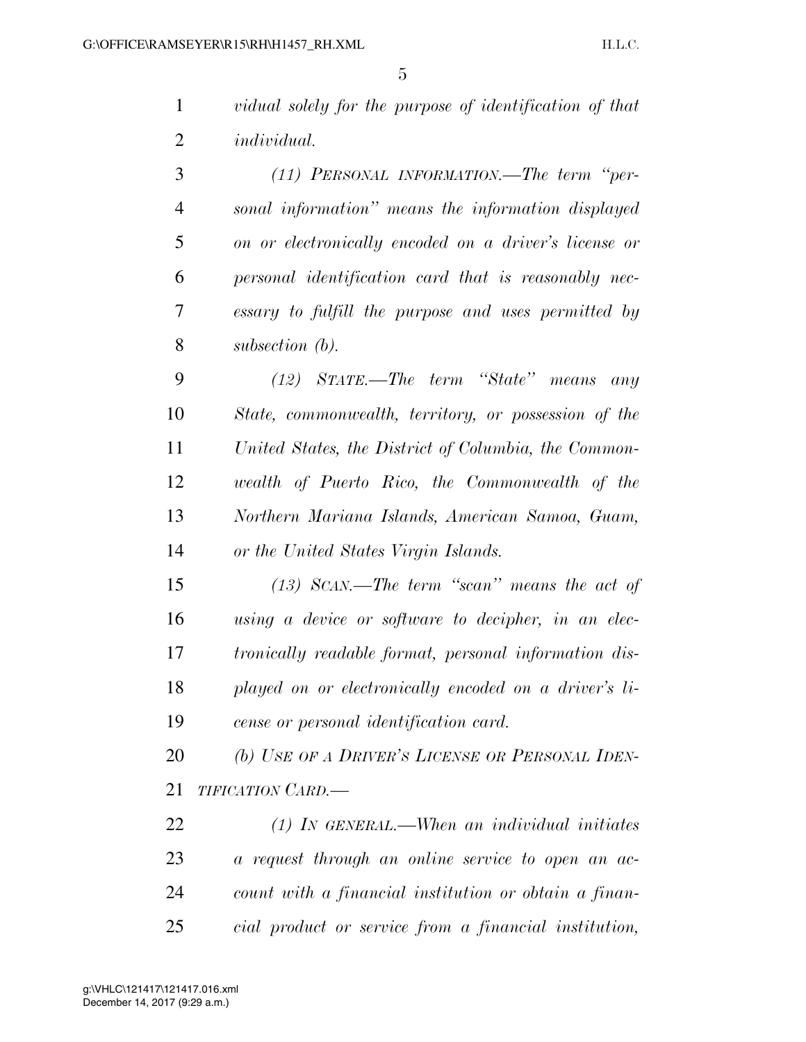*vidual solely for the purpose of identification of that individual.*

*(11) PERSONAL INFORMATION.—The term "personal information" means the information displayed on or electronically encoded on a driver's license or personal identification card that is reasonably necessary to fulfill the purpose and uses permitted by subsection (b).*

*(12) STATE.—The term "State" means any State, commonwealth, territory, or possession of the United States, the District of Columbia, the Commonwealth of Puerto Rico, the Commonwealth of the Northern Mariana Islands, American Samoa, Guam, or the United States Virgin Islands.*

*(13) SCAN.—The term "scan" means the act of using a device or software to decipher, in an electronically readable format, personal information displayed on or electronically encoded on a driver's license or personal identification card.*

*(b) USE OF A DRIVER'S LICENSE OR PERSONAL IDENTIFICATION CARD.—*

*(1) IN GENERAL.—When an individual initiates a request through an online service to open an account with a financial institution or obtain a financial product or service from a financial institution,*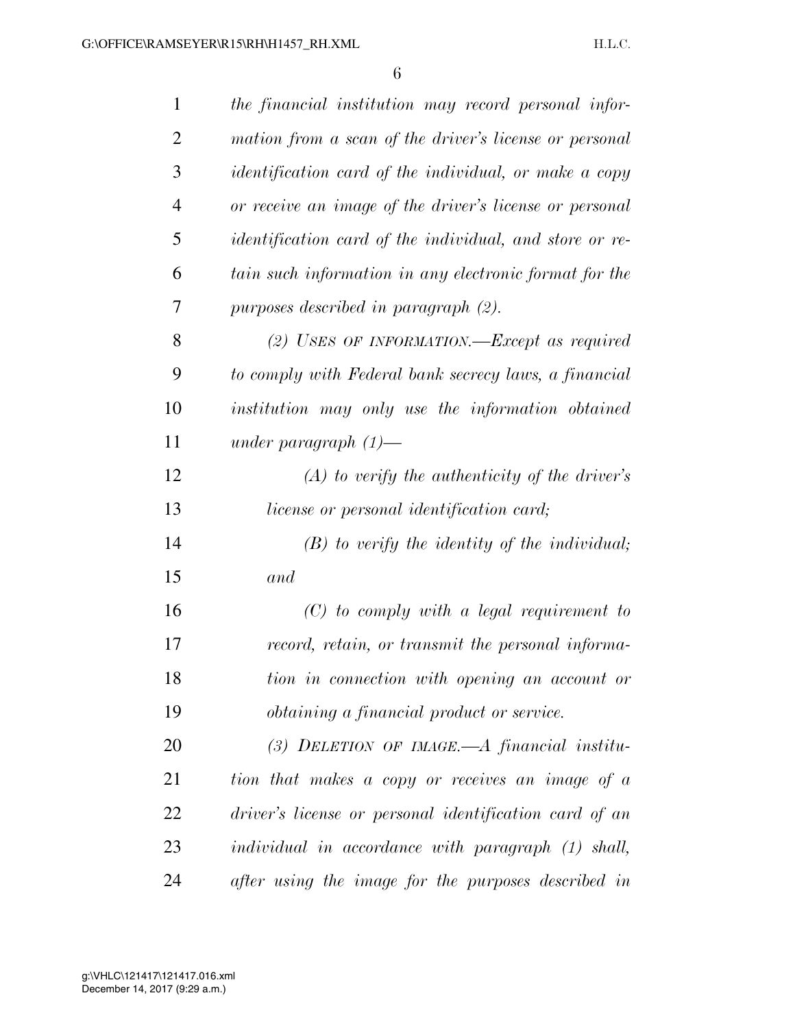*the financial institution may record personal information from a scan of the driver's license or personal identification card of the individual, or make a copy or receive an image of the driver's license or personal identification card of the individual, and store or retain such information in any electronic format for the purposes described in paragraph (2).*

*(2) USES OF INFORMATION.—Except as required to comply with Federal bank secrecy laws, a financial institution may only use the information obtained under paragraph (1)—*

*(A) to verify the authenticity of the driver's license or personal identification card;*

*(B) to verify the identity of the individual; and*

*(C) to comply with a legal requirement to record, retain, or transmit the personal information in connection with opening an account or obtaining a financial product or service.*

*(3) DELETION OF IMAGE.—A financial institution that makes a copy or receives an image of a driver's license or personal identification card of an individual in accordance with paragraph (1) shall, after using the image for the purposes described in*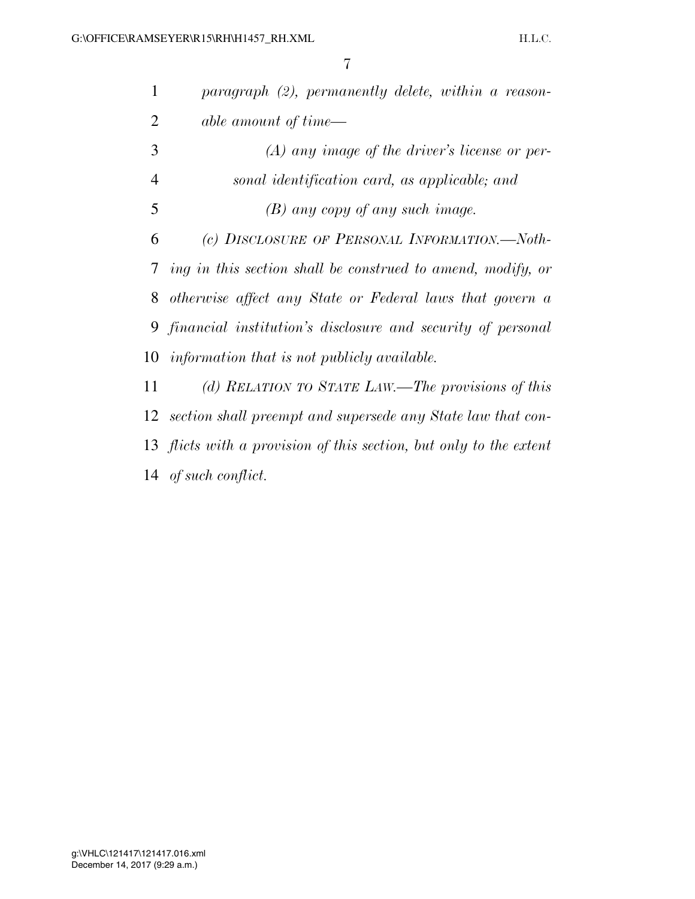*paragraph (2), permanently delete, within a reasonable amount of time—*

*(A) any image of the driver's license or personal identification card, as applicable; and*

*(B) any copy of any such image.*

*(c) DISCLOSURE OF PERSONAL INFORMATION.—Nothing in this section shall be construed to amend, modify, or otherwise affect any State or Federal laws that govern a financial institution's disclosure and security of personal information that is not publicly available.*

*(d) RELATION TO STATE LAW.—The provisions of this section shall preempt and supersede any State law that conflicts with a provision of this section, but only to the extent of such conflict.*